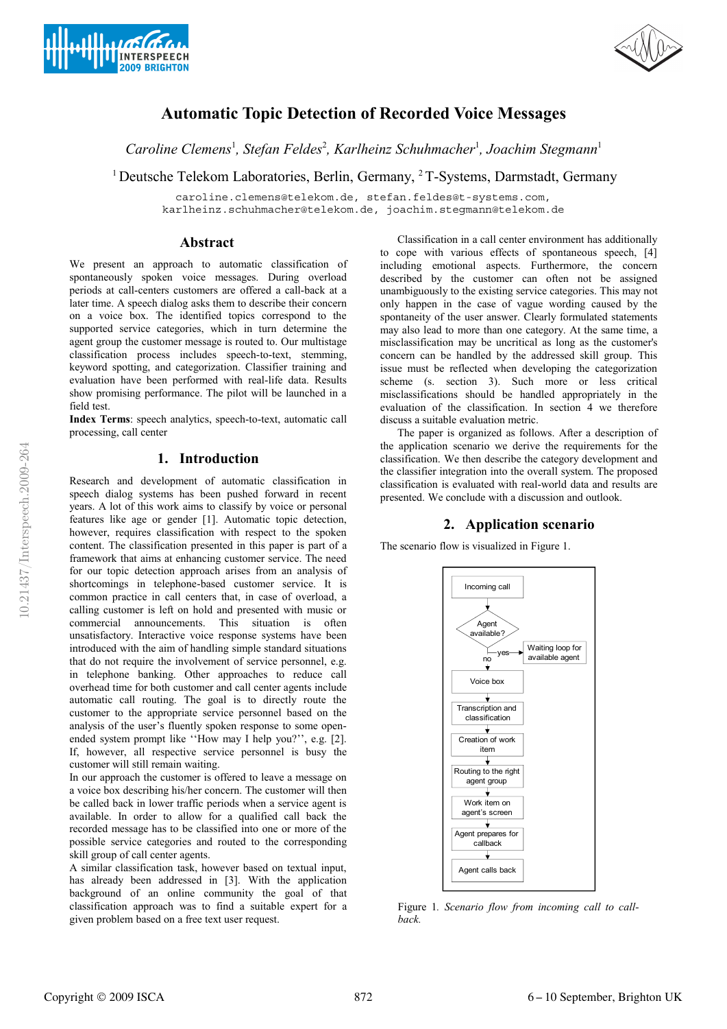# Automatic Topic Detection of Recorded Voice Messages

*Caroline Clemens*[1], *Stefan Feldes*[2], *Karlheinz Schuhmacher*[1], *Joachim Stegmann*[1]

[1] Deutsche Telekom Laboratories, Berlin, Germany, [2] T-Systems, Darmstadt, Germany

caroline.clemens@telekom.de, stefan.feldes@t-systems.com, karlheinz.schuhmacher@telekom.de, joachim.stegmann@telekom.de

## Abstract

We present an approach to automatic classification of spontaneously spoken voice messages. During overload periods at call-centers customers are offered a call-back at a later time. A speech dialog asks them to describe their concern on a voice box. The identified topics correspond to the supported service categories, which in turn determine the agent group the customer message is routed to. Our multistage classification process includes speech-to-text, stemming, keyword spotting, and categorization. Classifier training and evaluation have been performed with real-life data. Results show promising performance. The pilot will be launched in a field test.

**Index Terms**: speech analytics, speech-to-text, automatic call processing, call center

## 1. Introduction

Research and development of automatic classification in speech dialog systems has been pushed forward in recent years. A lot of this work aims to classify by voice or personal features like age or gender [1]. Automatic topic detection, however, requires classification with respect to the spoken content. The classification presented in this paper is part of a framework that aims at enhancing customer service. The need for our topic detection approach arises from an analysis of shortcomings in telephone-based customer service. It is common practice in call centers that, in case of overload, a calling customer is left on hold and presented with music or commercial announcements. This situation is often unsatisfactory. Interactive voice response systems have been introduced with the aim of handling simple standard situations that do not require the involvement of service personnel, e.g. in telephone banking. Other approaches to reduce call overhead time for both customer and call center agents include automatic call routing. The goal is to directly route the customer to the appropriate service personnel based on the analysis of the user's fluently spoken response to some open-ended system prompt like ''How may I help you?'', e.g. [2]. If, however, all respective service personnel is busy the customer will still remain waiting.

In our approach the customer is offered to leave a message on a voice box describing his/her concern. The customer will then be called back in lower traffic periods when a service agent is available. In order to allow for a qualified call back the recorded message has to be classified into one or more of the possible service categories and routed to the corresponding skill group of call center agents.

A similar classification task, however based on textual input, has already been addressed in [3]. With the application background of an online community the goal of that classification approach was to find a suitable expert for a given problem based on a free text user request.

Classification in a call center environment has additionally to cope with various effects of spontaneous speech, [4] including emotional aspects. Furthermore, the concern described by the customer can often not be assigned unambiguously to the existing service categories. This may not only happen in the case of vague wording caused by the spontaneity of the user answer. Clearly formulated statements may also lead to more than one category. At the same time, a misclassification may be uncritical as long as the customer's concern can be handled by the addressed skill group. This issue must be reflected when developing the categorization scheme (s. section 3). Such more or less critical misclassifications should be handled appropriately in the evaluation of the classification. In section 4 we therefore discuss a suitable evaluation metric.

The paper is organized as follows. After a description of the application scenario we derive the requirements for the classification. We then describe the category development and the classifier integration into the overall system. The proposed classification is evaluated with real-world data and results are presented. We conclude with a discussion and outlook.

## 2. Application scenario

The scenario flow is visualized in Figure 1.

Incoming call

Agent available?

yes

Waiting loop for available agent

no

Voice box

Transcription and classification

Creation of work item

Routing to the right agent group

Work item on agent's screen

Agent prepares for callback

Agent calls back

Figure 1. *Scenario flow from incoming call to call-back.*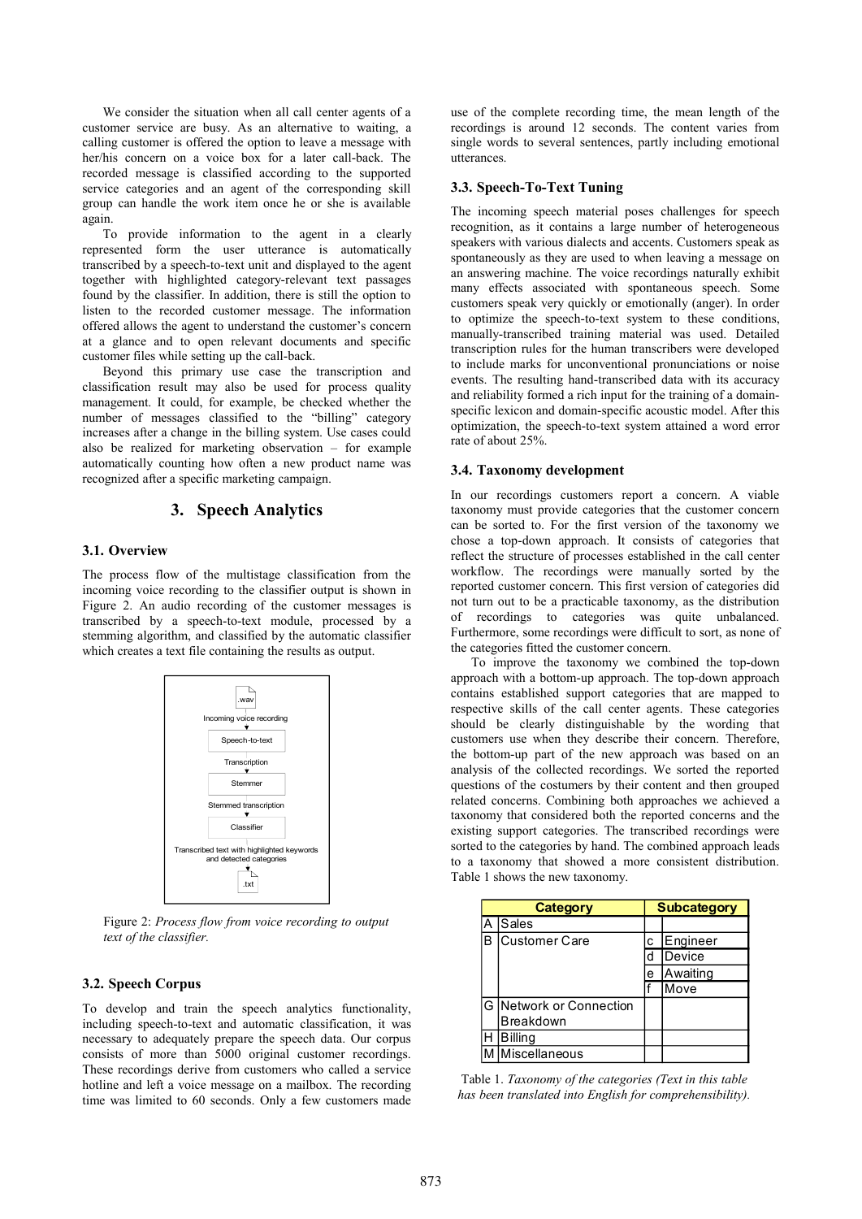We consider the situation when all call center agents of a customer service are busy. As an alternative to waiting, a calling customer is offered the option to leave a message with her/his concern on a voice box for a later call-back. The recorded message is classified according to the supported service categories and an agent of the corresponding skill group can handle the work item once he or she is available again.

To provide information to the agent in a clearly represented form the user utterance is automatically transcribed by a speech-to-text unit and displayed to the agent together with highlighted category-relevant text passages found by the classifier. In addition, there is still the option to listen to the recorded customer message. The information offered allows the agent to understand the customer's concern at a glance and to open relevant documents and specific customer files while setting up the call-back.

Beyond this primary use case the transcription and classification result may also be used for process quality management. It could, for example, be checked whether the number of messages classified to the "billing" category increases after a change in the billing system. Use cases could also be realized for marketing observation – for example automatically counting how often a new product name was recognized after a specific marketing campaign.

# 3. Speech Analytics

## 3.1. Overview

The process flow of the multistage classification from the incoming voice recording to the classifier output is shown in Figure 2. An audio recording of the customer messages is transcribed by a speech-to-text module, processed by a stemming algorithm, and classified by the automatic classifier which creates a text file containing the results as output.

.wav
Incoming voice recording
Speech-to-text
Transcription
Stemmer
Stemmed transcription
Classifier
Transcribed text with highlighted keywords and detected categories
.txt

Figure 2: *Process flow from voice recording to output text of the classifier.*

## 3.2. Speech Corpus

To develop and train the speech analytics functionality, including speech-to-text and automatic classification, it was necessary to adequately prepare the speech data. Our corpus consists of more than 5000 original customer recordings. These recordings derive from customers who called a service hotline and left a voice message on a mailbox. The recording time was limited to 60 seconds. Only a few customers made use of the complete recording time, the mean length of the recordings is around 12 seconds. The content varies from single words to several sentences, partly including emotional utterances.

## 3.3. Speech-To-Text Tuning

The incoming speech material poses challenges for speech recognition, as it contains a large number of heterogeneous speakers with various dialects and accents. Customers speak as spontaneously as they are used to when leaving a message on an answering machine. The voice recordings naturally exhibit many effects associated with spontaneous speech. Some customers speak very quickly or emotionally (anger). In order to optimize the speech-to-text system to these conditions, manually-transcribed training material was used. Detailed transcription rules for the human transcribers were developed to include marks for unconventional pronunciations or noise events. The resulting hand-transcribed data with its accuracy and reliability formed a rich input for the training of a domain-specific lexicon and domain-specific acoustic model. After this optimization, the speech-to-text system attained a word error rate of about 25%.

## 3.4. Taxonomy development

In our recordings customers report a concern. A viable taxonomy must provide categories that the customer concern can be sorted to. For the first version of the taxonomy we chose a top-down approach. It consists of categories that reflect the structure of processes established in the call center workflow. The recordings were manually sorted by the reported customer concern. This first version of categories did not turn out to be a practicable taxonomy, as the distribution of recordings to categories was quite unbalanced. Furthermore, some recordings were difficult to sort, as none of the categories fitted the customer concern.

To improve the taxonomy we combined the top-down approach with a bottom-up approach. The top-down approach contains established support categories that are mapped to respective skills of the call center agents. These categories should be clearly distinguishable by the wording that customers use when they describe their concern. Therefore, the bottom-up part of the new approach was based on an analysis of the collected recordings. We sorted the reported questions of the costumers by their content and then grouped related concerns. Combining both approaches we achieved a taxonomy that considered both the reported concerns and the existing support categories. The transcribed recordings were sorted to the categories by hand. The combined approach leads to a taxonomy that showed a more consistent distribution. Table 1 shows the new taxonomy.

| Category | | Subcategory | |
|---|---|---|---|
| A | Sales | | |
| B | Customer Care | c | Engineer |
| | | d | Device |
| | | e | Awaiting |
| | | f | Move |
| G | Network or Connection Breakdown | | |
| H | Billing | | |
| M | Miscellaneous | | |

Table 1. *Taxonomy of the categories (Text in this table has been translated into English for comprehensibility).*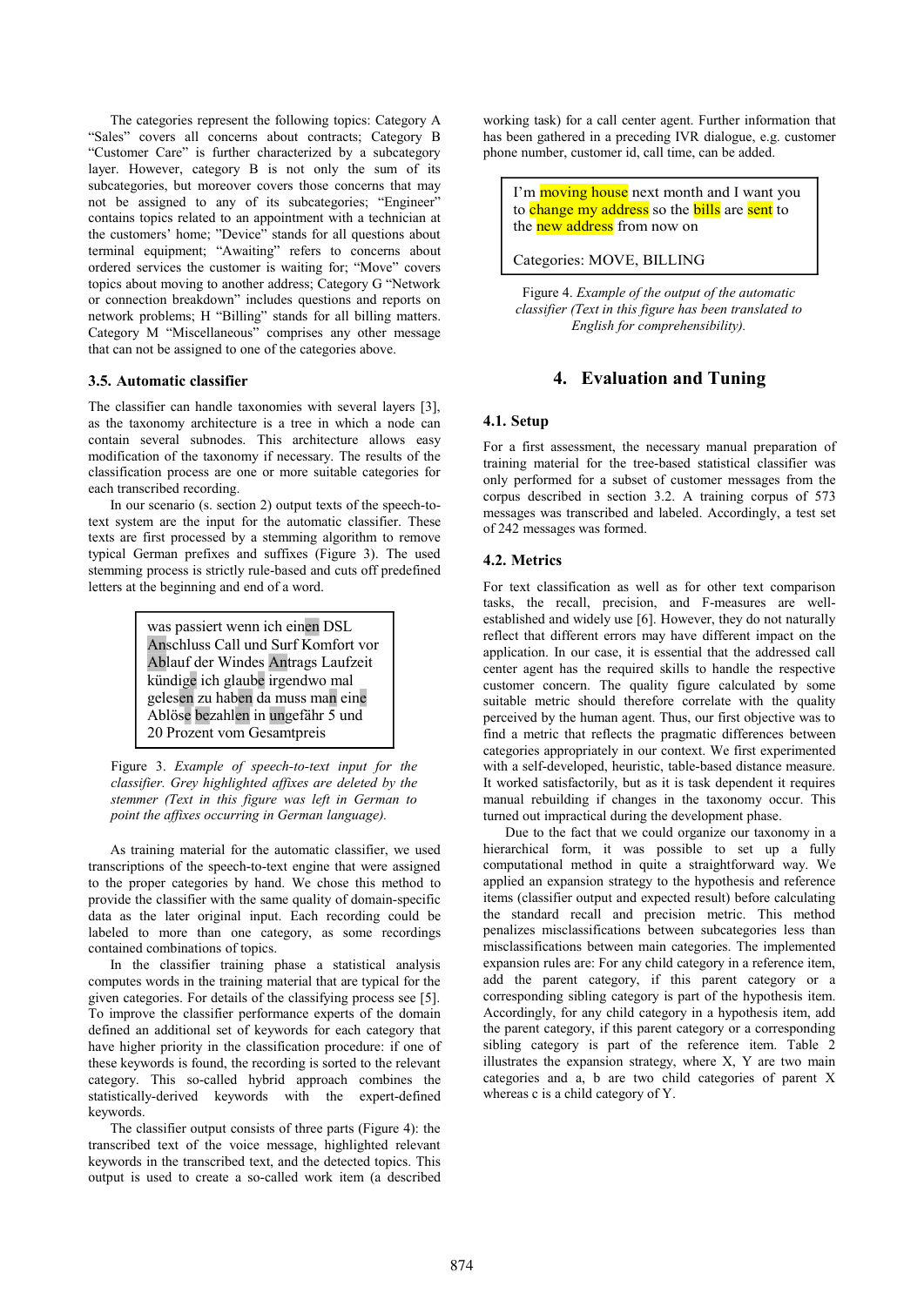The categories represent the following topics: Category A "Sales" covers all concerns about contracts; Category B "Customer Care" is further characterized by a subcategory layer. However, category B is not only the sum of its subcategories, but moreover covers those concerns that may not be assigned to any of its subcategories; "Engineer" contains topics related to an appointment with a technician at the customers' home; "Device" stands for all questions about terminal equipment; "Awaiting" refers to concerns about ordered services the customer is waiting for; "Move" covers topics about moving to another address; Category G "Network or connection breakdown" includes questions and reports on network problems; H "Billing" stands for all billing matters. Category M "Miscellaneous" comprises any other message that can not be assigned to one of the categories above.

### 3.5. Automatic classifier

The classifier can handle taxonomies with several layers [3], as the taxonomy architecture is a tree in which a node can contain several subnodes. This architecture allows easy modification of the taxonomy if necessary. The results of the classification process are one or more suitable categories for each transcribed recording.

In our scenario (s. section 2) output texts of the speech-to-text system are the input for the automatic classifier. These texts are first processed by a stemming algorithm to remove typical German prefixes and suffixes (Figure 3). The used stemming process is strictly rule-based and cuts off predefined letters at the beginning and end of a word.

> was passiert wenn ich einen DSL Anschluss Call und Surf Komfort vor Ablauf der Windes Antrags Laufzeit kündige ich glaube irgendwo mal gelesen zu haben da muss man eine Ablöse bezahlen in ungefähr 5 und 20 Prozent vom Gesamtpreis

Figure 3. *Example of speech-to-text input for the classifier. Grey highlighted affixes are deleted by the stemmer (Text in this figure was left in German to point the affixes occurring in German language).*

As training material for the automatic classifier, we used transcriptions of the speech-to-text engine that were assigned to the proper categories by hand. We chose this method to provide the classifier with the same quality of domain-specific data as the later original input. Each recording could be labeled to more than one category, as some recordings contained combinations of topics.

In the classifier training phase a statistical analysis computes words in the training material that are typical for the given categories. For details of the classifying process see [5]. To improve the classifier performance experts of the domain defined an additional set of keywords for each category that have higher priority in the classification procedure: if one of these keywords is found, the recording is sorted to the relevant category. This so-called hybrid approach combines the statistically-derived keywords with the expert-defined keywords.

The classifier output consists of three parts (Figure 4): the transcribed text of the voice message, highlighted relevant keywords in the transcribed text, and the detected topics. This output is used to create a so-called work item (a described working task) for a call center agent. Further information that has been gathered in a preceding IVR dialogue, e.g. customer phone number, customer id, call time, can be added.

> I'm moving house next month and I want you to change my address so the bills are sent to the new address from now on
>
> Categories: MOVE, BILLING

Figure 4. *Example of the output of the automatic classifier (Text in this figure has been translated to English for comprehensibility).*

## 4. Evaluation and Tuning

### 4.1. Setup

For a first assessment, the necessary manual preparation of training material for the tree-based statistical classifier was only performed for a subset of customer messages from the corpus described in section 3.2. A training corpus of 573 messages was transcribed and labeled. Accordingly, a test set of 242 messages was formed.

### 4.2. Metrics

For text classification as well as for other text comparison tasks, the recall, precision, and F-measures are well-established and widely use [6]. However, they do not naturally reflect that different errors may have different impact on the application. In our case, it is essential that the addressed call center agent has the required skills to handle the respective customer concern. The quality figure calculated by some suitable metric should therefore correlate with the quality perceived by the human agent. Thus, our first objective was to find a metric that reflects the pragmatic differences between categories appropriately in our context. We first experimented with a self-developed, heuristic, table-based distance measure. It worked satisfactorily, but as it is task dependent it requires manual rebuilding if changes in the taxonomy occur. This turned out impractical during the development phase.

Due to the fact that we could organize our taxonomy in a hierarchical form, it was possible to set up a fully computational method in quite a straightforward way. We applied an expansion strategy to the hypothesis and reference items (classifier output and expected result) before calculating the standard recall and precision metric. This method penalizes misclassifications between subcategories less than misclassifications between main categories. The implemented expansion rules are: For any child category in a reference item, add the parent category, if this parent category or a corresponding sibling category is part of the hypothesis item. Accordingly, for any child category in a hypothesis item, add the parent category, if this parent category or a corresponding sibling category is part of the reference item. Table 2 illustrates the expansion strategy, where X, Y are two main categories and a, b are two child categories of parent X whereas c is a child category of Y.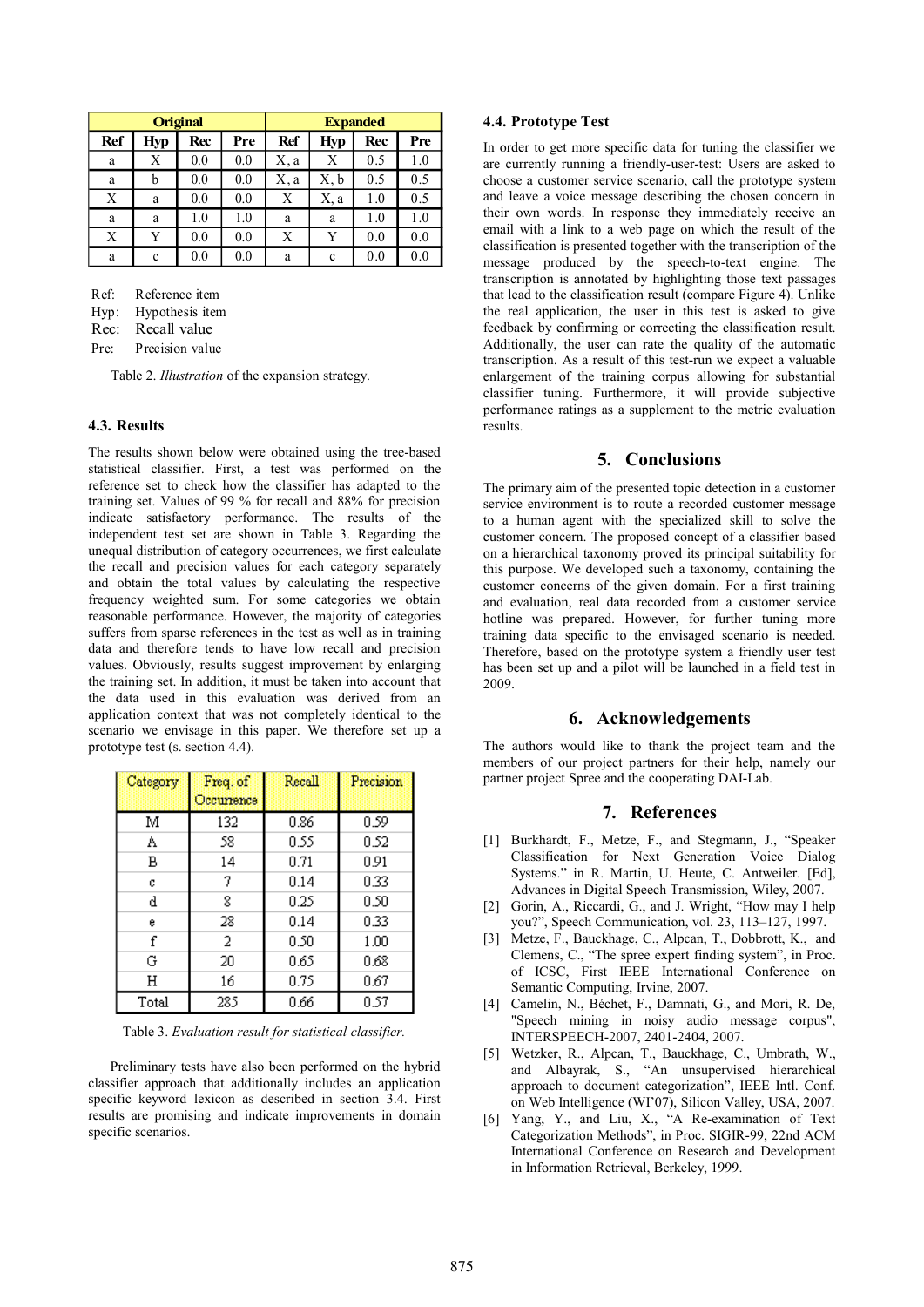| Original | | | | Expanded | | | |
|---|---|---|---|---|---|---|---|
| Ref | Hyp | Rec | Pre | Ref | Hyp | Rec | Pre |
| a | X | 0.0 | 0.0 | X, a | X | 0.5 | 1.0 |
| a | b | 0.0 | 0.0 | X, a | X, b | 0.5 | 0.5 |
| X | a | 0.0 | 0.0 | X | X, a | 1.0 | 0.5 |
| a | a | 1.0 | 1.0 | a | a | 1.0 | 1.0 |
| X | Y | 0.0 | 0.0 | X | Y | 0.0 | 0.0 |
| a | c | 0.0 | 0.0 | a | c | 0.0 | 0.0 |

Ref: Reference item
Hyp: Hypothesis item
Rec: Recall value
Pre: Precision value

Table 2. *Illustration* of the expansion strategy.

### 4.3. Results

The results shown below were obtained using the tree-based statistical classifier. First, a test was performed on the reference set to check how the classifier has adapted to the training set. Values of 99 % for recall and 88% for precision indicate satisfactory performance. The results of the independent test set are shown in Table 3. Regarding the unequal distribution of category occurrences, we first calculate the recall and precision values for each category separately and obtain the total values by calculating the respective frequency weighted sum. For some categories we obtain reasonable performance. However, the majority of categories suffers from sparse references in the test as well as in training data and therefore tends to have low recall and precision values. Obviously, results suggest improvement by enlarging the training set. In addition, it must be taken into account that the data used in this evaluation was derived from an application context that was not completely identical to the scenario we envisage in this paper. We therefore set up a prototype test (s. section 4.4).

| Category | Freq. of Occurrence | Recall | Precision |
|---|---|---|---|
| M | 132 | 0.86 | 0.59 |
| A | 58 | 0.55 | 0.52 |
| B | 14 | 0.71 | 0.91 |
| c | 7 | 0.14 | 0.33 |
| d | 8 | 0.25 | 0.50 |
| e | 28 | 0.14 | 0.33 |
| f | 2 | 0.50 | 1.00 |
| G | 20 | 0.65 | 0.68 |
| H | 16 | 0.75 | 0.67 |
| Total | 285 | 0.66 | 0.57 |

Table 3. *Evaluation result for statistical classifier.*

Preliminary tests have also been performed on the hybrid classifier approach that additionally includes an application specific keyword lexicon as described in section 3.4. First results are promising and indicate improvements in domain specific scenarios.

### 4.4. Prototype Test

In order to get more specific data for tuning the classifier we are currently running a friendly-user-test: Users are asked to choose a customer service scenario, call the prototype system and leave a voice message describing the chosen concern in their own words. In response they immediately receive an email with a link to a web page on which the result of the classification is presented together with the transcription of the message produced by the speech-to-text engine. The transcription is annotated by highlighting those text passages that lead to the classification result (compare Figure 4). Unlike the real application, the user in this test is asked to give feedback by confirming or correcting the classification result. Additionally, the user can rate the quality of the automatic transcription. As a result of this test-run we expect a valuable enlargement of the training corpus allowing for substantial classifier tuning. Furthermore, it will provide subjective performance ratings as a supplement to the metric evaluation results.

## 5. Conclusions

The primary aim of the presented topic detection in a customer service environment is to route a recorded customer message to a human agent with the specialized skill to solve the customer concern. The proposed concept of a classifier based on a hierarchical taxonomy proved its principal suitability for this purpose. We developed such a taxonomy, containing the customer concerns of the given domain. For a first training and evaluation, real data recorded from a customer service hotline was prepared. However, for further tuning more training data specific to the envisaged scenario is needed. Therefore, based on the prototype system a friendly user test has been set up and a pilot will be launched in a field test in 2009.

## 6. Acknowledgements

The authors would like to thank the project team and the members of our project partners for their help, namely our partner project Spree and the cooperating DAI-Lab.

## 7. References

[1] Burkhardt, F., Metze, F., and Stegmann, J., "Speaker Classification for Next Generation Voice Dialog Systems." in R. Martin, U. Heute, C. Antweiler. [Ed], Advances in Digital Speech Transmission, Wiley, 2007.

[2] Gorin, A., Riccardi, G., and J. Wright, "How may I help you?", Speech Communication, vol. 23, 113–127, 1997.

[3] Metze, F., Bauckhage, C., Alpcan, T., Dobbrott, K., and Clemens, C., "The spree expert finding system", in Proc. of ICSC, First IEEE International Conference on Semantic Computing, Irvine, 2007.

[4] Camelin, N., Béchet, F., Damnati, G., and Mori, R. De, "Speech mining in noisy audio message corpus", INTERSPEECH-2007, 2401-2404, 2007.

[5] Wetzker, R., Alpcan, T., Bauckhage, C., Umbrath, W., and Albayrak, S., "An unsupervised hierarchical approach to document categorization", IEEE Intl. Conf. on Web Intelligence (WI'07), Silicon Valley, USA, 2007.

[6] Yang, Y., and Liu, X., "A Re-examination of Text Categorization Methods", in Proc. SIGIR-99, 22nd ACM International Conference on Research and Development in Information Retrieval, Berkeley, 1999.